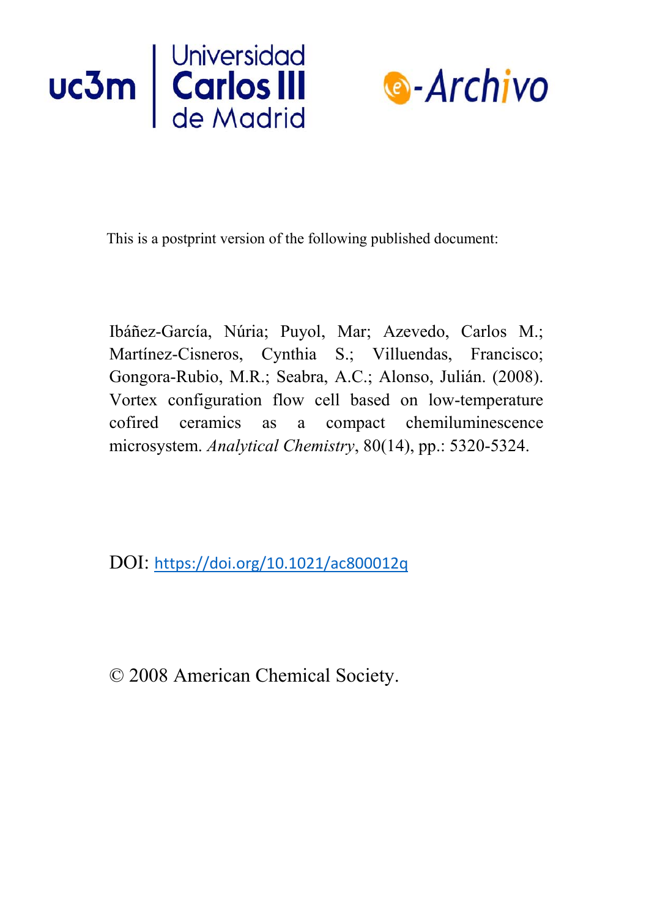Universidad Carlos III de Madrid

e-Archivo

This is a postprint version of the following published document:

Ibáñez-García, Núria; Puyol, Mar; Azevedo, Carlos M.; Martínez-Cisneros, Cynthia S.; Villuendas, Francisco; Gongora-Rubio, M.R.; Seabra, A.C.; Alonso, Julián. (2008). Vortex configuration flow cell based on low-temperature cofired ceramics as a compact chemiluminescence microsystem. *Analytical Chemistry*, 80(14), pp.: 5320-5324.

DOI: https://doi.org/10.1021/ac800012q

© 2008 American Chemical Society.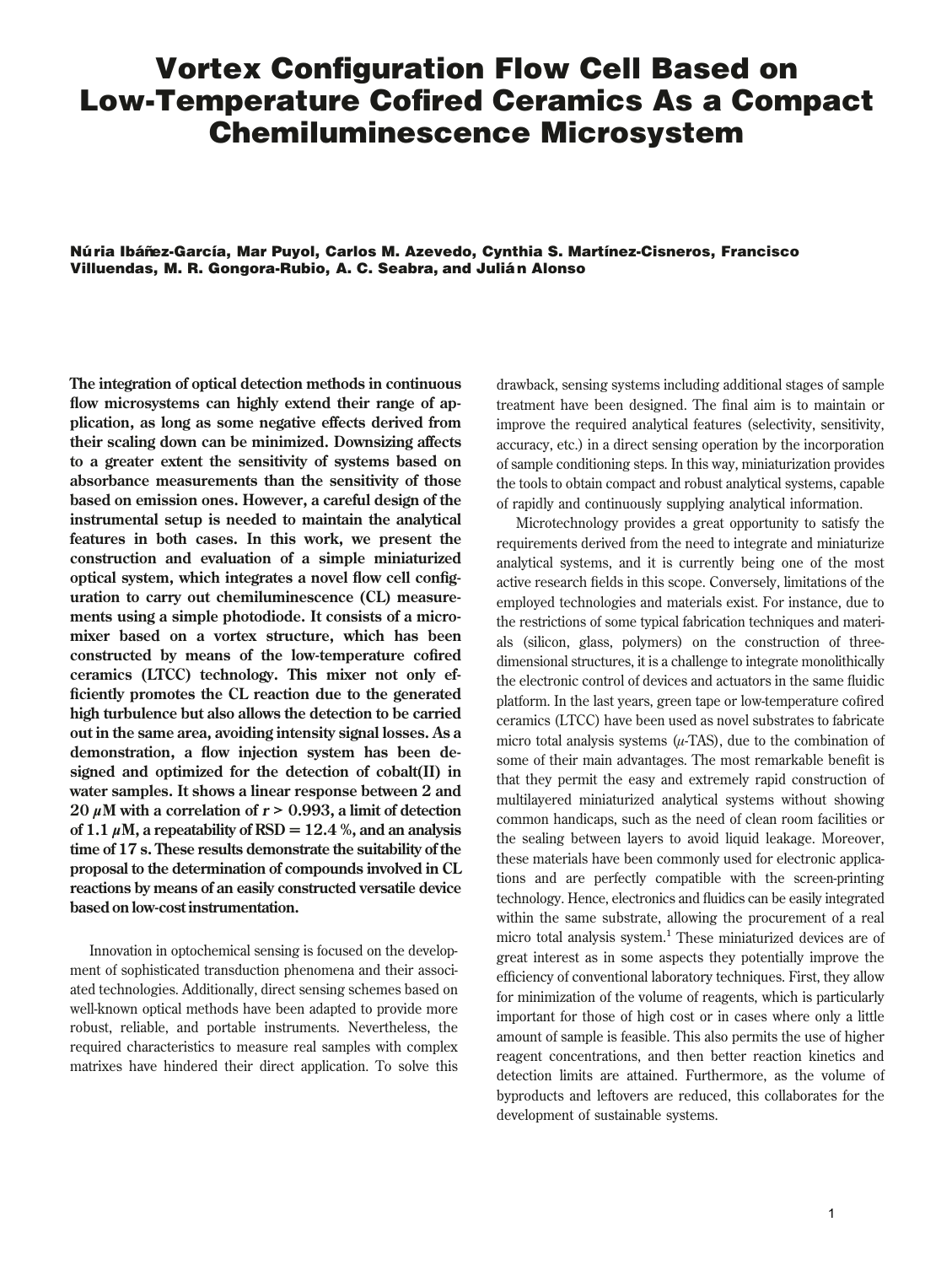# Vortex Configuration Flow Cell Based on Low-Temperature Cofired Ceramics As a Compact Chemiluminescence Microsystem

**Núria Ibáñez-García, Mar Puyol, Carlos M. Azevedo, Cynthia S. Martínez-Cisneros, Francisco Villuendas, M. R. Gongora-Rubio, A. C. Seabra, and Julián Alonso**

**The integration of optical detection methods in continuous flow microsystems can highly extend their range of application, as long as some negative effects derived from their scaling down can be minimized. Downsizing affects to a greater extent the sensitivity of systems based on absorbance measurements than the sensitivity of those based on emission ones. However, a careful design of the instrumental setup is needed to maintain the analytical features in both cases. In this work, we present the construction and evaluation of a simple miniaturized optical system, which integrates a novel flow cell configuration to carry out chemiluminescence (CL) measurements using a simple photodiode. It consists of a micromixer based on a vortex structure, which has been constructed by means of the low-temperature cofired ceramics (LTCC) technology. This mixer not only efficiently promotes the CL reaction due to the generated high turbulence but also allows the detection to be carried out in the same area, avoiding intensity signal losses. As a demonstration, a flow injection system has been designed and optimized for the detection of cobalt(II) in water samples. It shows a linear response between 2 and 20 $\mu$M with a correlation of $r > 0.993$, a limit of detection of 1.1 $\mu$M, a repeatability of RSD = 12.4 %, and an analysis time of 17 s. These results demonstrate the suitability of the proposal to the determination of compounds involved in CL reactions by means of an easily constructed versatile device based on low-cost instrumentation.**

Innovation in optochemical sensing is focused on the development of sophisticated transduction phenomena and their associated technologies. Additionally, direct sensing schemes based on well-known optical methods have been adapted to provide more robust, reliable, and portable instruments. Nevertheless, the required characteristics to measure real samples with complex matrixes have hindered their direct application. To solve this drawback, sensing systems including additional stages of sample treatment have been designed. The final aim is to maintain or improve the required analytical features (selectivity, sensitivity, accuracy, etc.) in a direct sensing operation by the incorporation of sample conditioning steps. In this way, miniaturization provides the tools to obtain compact and robust analytical systems, capable of rapidly and continuously supplying analytical information.

Microtechnology provides a great opportunity to satisfy the requirements derived from the need to integrate and miniaturize analytical systems, and it is currently being one of the most active research fields in this scope. Conversely, limitations of the employed technologies and materials exist. For instance, due to the restrictions of some typical fabrication techniques and materials (silicon, glass, polymers) on the construction of three-dimensional structures, it is a challenge to integrate monolithically the electronic control of devices and actuators in the same fluidic platform. In the last years, green tape or low-temperature cofired ceramics (LTCC) have been used as novel substrates to fabricate micro total analysis systems ($\mu$-TAS), due to the combination of some of their main advantages. The most remarkable benefit is that they permit the easy and extremely rapid construction of multilayered miniaturized analytical systems without showing common handicaps, such as the need of clean room facilities or the sealing between layers to avoid liquid leakage. Moreover, these materials have been commonly used for electronic applications and are perfectly compatible with the screen-printing technology. Hence, electronics and fluidics can be easily integrated within the same substrate, allowing the procurement of a real micro total analysis system.[1] These miniaturized devices are of great interest as in some aspects they potentially improve the efficiency of conventional laboratory techniques. First, they allow for minimization of the volume of reagents, which is particularly important for those of high cost or in cases where only a little amount of sample is feasible. This also permits the use of higher reagent concentrations, and then better reaction kinetics and detection limits are attained. Furthermore, as the volume of byproducts and leftovers are reduced, this collaborates for the development of sustainable systems.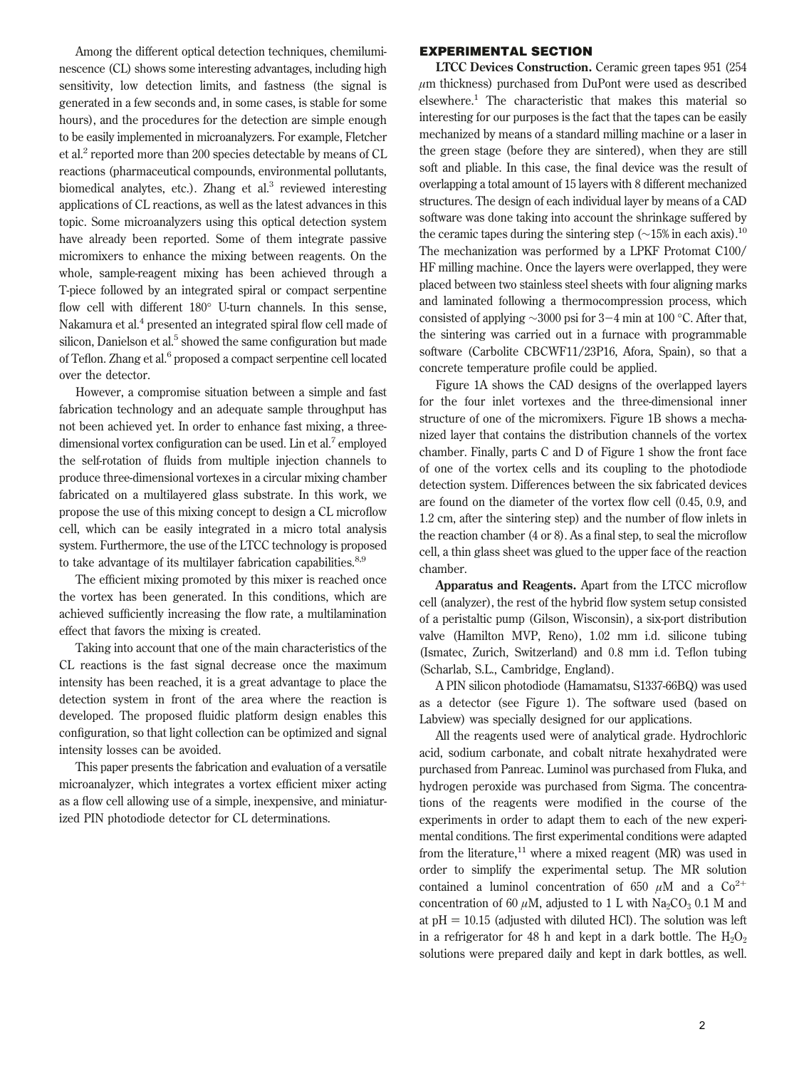Among the different optical detection techniques, chemiluminescence (CL) shows some interesting advantages, including high sensitivity, low detection limits, and fastness (the signal is generated in a few seconds and, in some cases, is stable for some hours), and the procedures for the detection are simple enough to be easily implemented in microanalyzers. For example, Fletcher et al.[2] reported more than 200 species detectable by means of CL reactions (pharmaceutical compounds, environmental pollutants, biomedical analytes, etc.). Zhang et al.[3] reviewed interesting applications of CL reactions, as well as the latest advances in this topic. Some microanalyzers using this optical detection system have already been reported. Some of them integrate passive micromixers to enhance the mixing between reagents. On the whole, sample-reagent mixing has been achieved through a T-piece followed by an integrated spiral or compact serpentine flow cell with different 180° U-turn channels. In this sense, Nakamura et al.[4] presented an integrated spiral flow cell made of silicon, Danielson et al.[5] showed the same configuration but made of Teflon. Zhang et al.[6] proposed a compact serpentine cell located over the detector.

However, a compromise situation between a simple and fast fabrication technology and an adequate sample throughput has not been achieved yet. In order to enhance fast mixing, a three-dimensional vortex configuration can be used. Lin et al.[7] employed the self-rotation of fluids from multiple injection channels to produce three-dimensional vortexes in a circular mixing chamber fabricated on a multilayered glass substrate. In this work, we propose the use of this mixing concept to design a CL microflow cell, which can be easily integrated in a micro total analysis system. Furthermore, the use of the LTCC technology is proposed to take advantage of its multilayer fabrication capabilities.[8,9]

The efficient mixing promoted by this mixer is reached once the vortex has been generated. In this conditions, which are achieved sufficiently increasing the flow rate, a multilamination effect that favors the mixing is created.

Taking into account that one of the main characteristics of the CL reactions is the fast signal decrease once the maximum intensity has been reached, it is a great advantage to place the detection system in front of the area where the reaction is developed. The proposed fluidic platform design enables this configuration, so that light collection can be optimized and signal intensity losses can be avoided.

This paper presents the fabrication and evaluation of a versatile microanalyzer, which integrates a vortex efficient mixer acting as a flow cell allowing use of a simple, inexpensive, and miniaturized PIN photodiode detector for CL determinations.

## EXPERIMENTAL SECTION

**LTCC Devices Construction.** Ceramic green tapes 951 (254 $\mu$m thickness) purchased from DuPont were used as described elsewhere.[1] The characteristic that makes this material so interesting for our purposes is the fact that the tapes can be easily mechanized by means of a standard milling machine or a laser in the green stage (before they are sintered), when they are still soft and pliable. In this case, the final device was the result of overlapping a total amount of 15 layers with 8 different mechanized structures. The design of each individual layer by means of a CAD software was done taking into account the shrinkage suffered by the ceramic tapes during the sintering step (~15% in each axis).[10] The mechanization was performed by a LPKF Protomat C100/HF milling machine. Once the layers were overlapped, they were placed between two stainless steel sheets with four aligning marks and laminated following a thermocompression process, which consisted of applying ~3000 psi for 3−4 min at 100 °C. After that, the sintering was carried out in a furnace with programmable software (Carbolite CBCWF11/23P16, Afora, Spain), so that a concrete temperature profile could be applied.

Figure 1A shows the CAD designs of the overlapped layers for the four inlet vortexes and the three-dimensional inner structure of one of the micromixers. Figure 1B shows a mechanized layer that contains the distribution channels of the vortex chamber. Finally, parts C and D of Figure 1 show the front face of one of the vortex cells and its coupling to the photodiode detection system. Differences between the six fabricated devices are found on the diameter of the vortex flow cell (0.45, 0.9, and 1.2 cm, after the sintering step) and the number of flow inlets in the reaction chamber (4 or 8). As a final step, to seal the microflow cell, a thin glass sheet was glued to the upper face of the reaction chamber.

**Apparatus and Reagents.** Apart from the LTCC microflow cell (analyzer), the rest of the hybrid flow system setup consisted of a peristaltic pump (Gilson, Wisconsin), a six-port distribution valve (Hamilton MVP, Reno), 1.02 mm i.d. silicone tubing (Ismatec, Zurich, Switzerland) and 0.8 mm i.d. Teflon tubing (Scharlab, S.L., Cambridge, England).

A PIN silicon photodiode (Hamamatsu, S1337-66BQ) was used as a detector (see Figure 1). The software used (based on Labview) was specially designed for our applications.

All the reagents used were of analytical grade. Hydrochloric acid, sodium carbonate, and cobalt nitrate hexahydrated were purchased from Panreac. Luminol was purchased from Fluka, and hydrogen peroxide was purchased from Sigma. The concentrations of the reagents were modified in the course of the experiments in order to adapt them to each of the new experimental conditions. The first experimental conditions were adapted from the literature,[11] where a mixed reagent (MR) was used in order to simplify the experimental setup. The MR solution contained a luminol concentration of 650 $\mu$M and a $Co^{2+}$ concentration of 60 $\mu$M, adjusted to 1 L with $Na_2CO_3$ 0.1 M and at pH = 10.15 (adjusted with diluted HCl). The solution was left in a refrigerator for 48 h and kept in a dark bottle. The $H_2O_2$ solutions were prepared daily and kept in dark bottles, as well.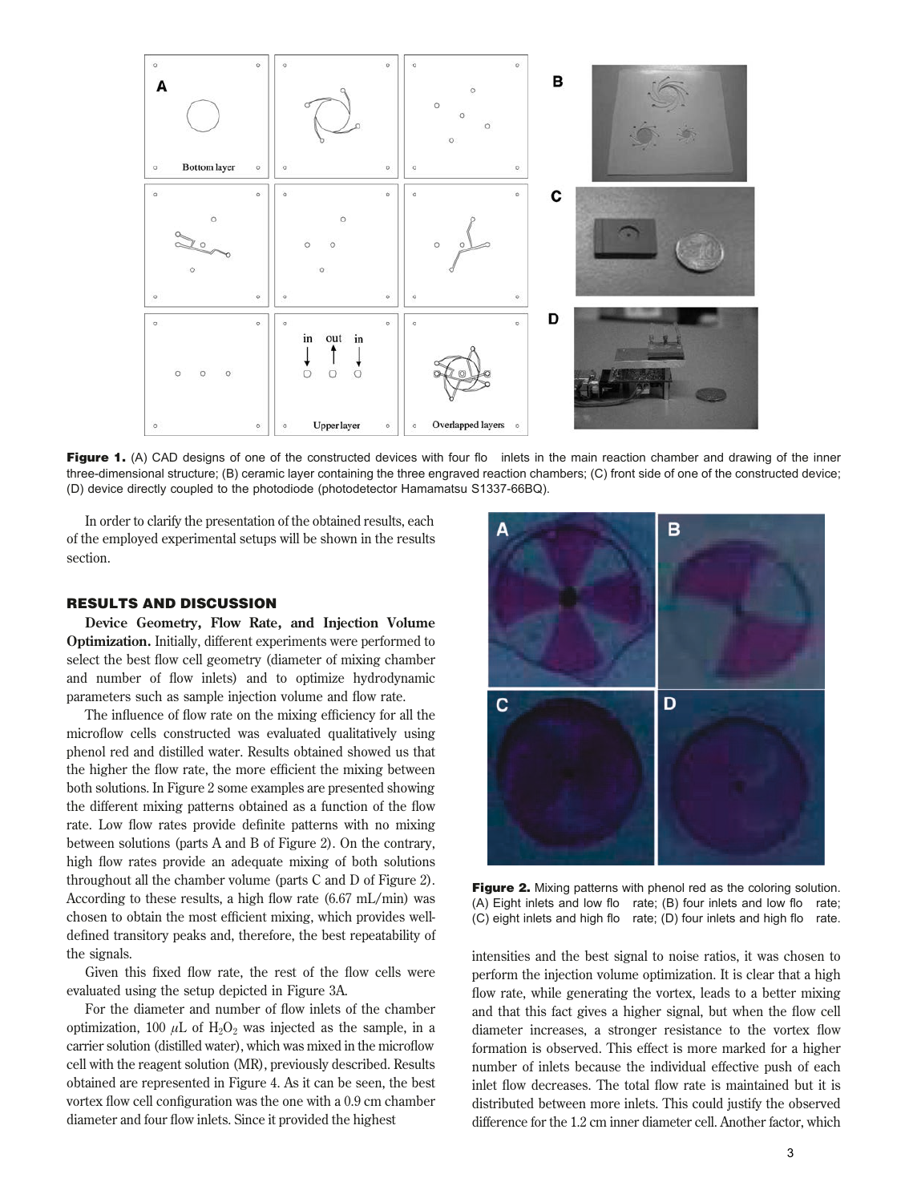**Figure 1.** (A) CAD designs of one of the constructed devices with four flow inlets in the main reaction chamber and drawing of the inner three-dimensional structure; (B) ceramic layer containing the three engraved reaction chambers; (C) front side of one of the constructed device; (D) device directly coupled to the photodiode (photodetector Hamamatsu S1337-66BQ).

In order to clarify the presentation of the obtained results, each of the employed experimental setups will be shown in the results section.

## RESULTS AND DISCUSSION

**Device Geometry, Flow Rate, and Injection Volume Optimization.** Initially, different experiments were performed to select the best flow cell geometry (diameter of mixing chamber and number of flow inlets) and to optimize hydrodynamic parameters such as sample injection volume and flow rate.

The influence of flow rate on the mixing efficiency for all the microflow cells constructed was evaluated qualitatively using phenol red and distilled water. Results obtained showed us that the higher the flow rate, the more efficient the mixing between both solutions. In Figure 2 some examples are presented showing the different mixing patterns obtained as a function of the flow rate. Low flow rates provide definite patterns with no mixing between solutions (parts A and B of Figure 2). On the contrary, high flow rates provide an adequate mixing of both solutions throughout all the chamber volume (parts C and D of Figure 2). According to these results, a high flow rate (6.67 mL/min) was chosen to obtain the most efficient mixing, which provides well-defined transitory peaks and, therefore, the best repeatability of the signals.

Given this fixed flow rate, the rest of the flow cells were evaluated using the setup depicted in Figure 3A.

For the diameter and number of flow inlets of the chamber optimization, 100 $\mu$L of $H_2O_2$ was injected as the sample, in a carrier solution (distilled water), which was mixed in the microflow cell with the reagent solution (MR), previously described. Results obtained are represented in Figure 4. As it can be seen, the best vortex flow cell configuration was the one with a 0.9 cm chamber diameter and four flow inlets. Since it provided the highest intensities and the best signal to noise ratios, it was chosen to perform the injection volume optimization. It is clear that a high flow rate, while generating the vortex, leads to a better mixing and that this fact gives a higher signal, but when the flow cell diameter increases, a stronger resistance to the vortex flow formation is observed. This effect is more marked for a higher number of inlets because the individual effective push of each inlet flow decreases. The total flow rate is maintained but it is distributed between more inlets. This could justify the observed difference for the 1.2 cm inner diameter cell. Another factor, which

**Figure 2.** Mixing patterns with phenol red as the coloring solution. (A) Eight inlets and low flow rate; (B) four inlets and low flow rate; (C) eight inlets and high flow rate; (D) four inlets and high flow rate.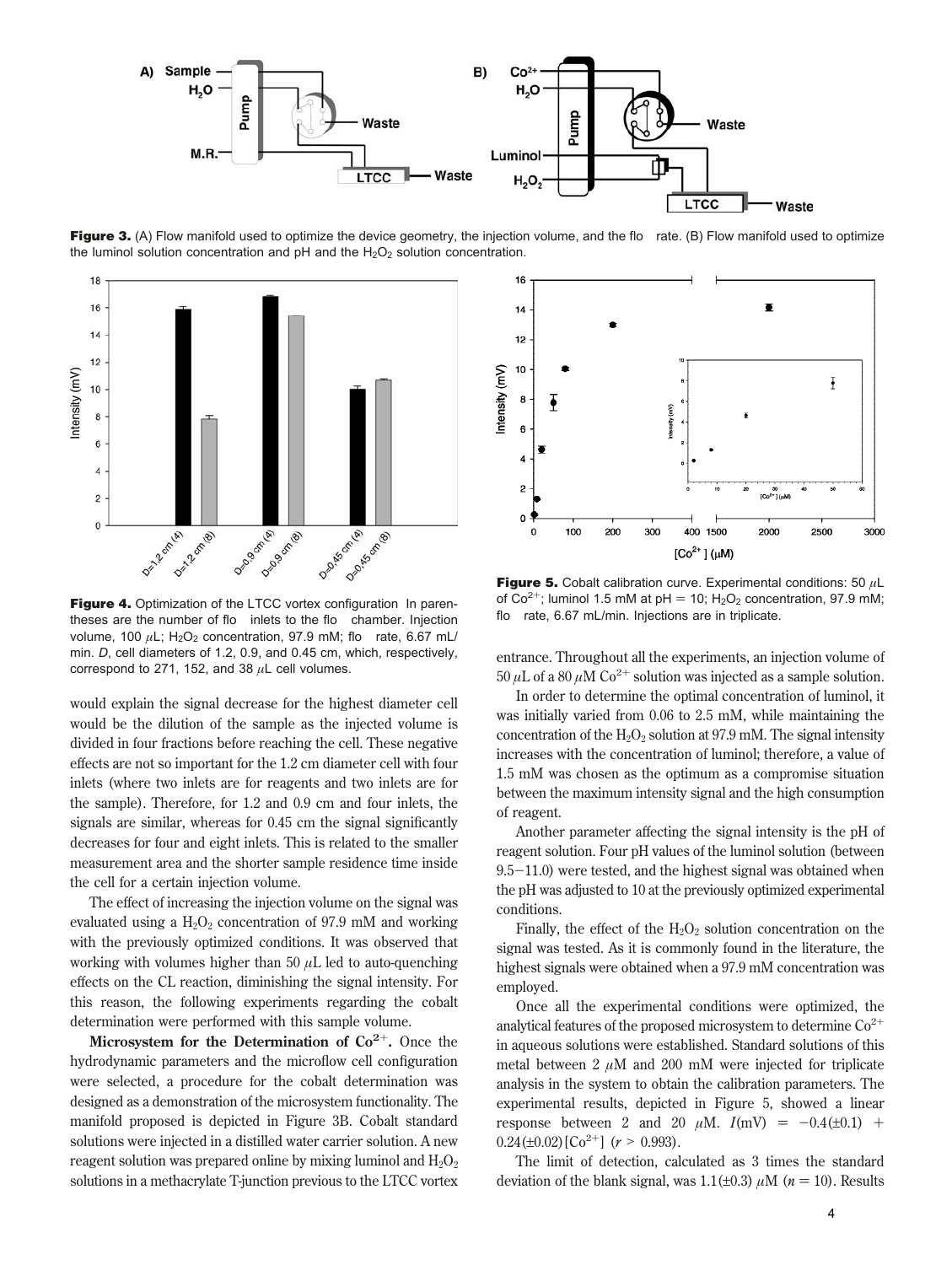**Figure 3.** (A) Flow manifold used to optimize the device geometry, the injection volume, and the flo rate. (B) Flow manifold used to optimize the luminol solution concentration and pH and the $H_2O_2$ solution concentration.

**Figure 4.** Optimization of the LTCC vortex configuration In parentheses are the number of flo inlets to the flo chamber. Injection volume, 100 $\mu$L; $H_2O_2$ concentration, 97.9 mM; flo rate, 6.67 mL/min. *D*, cell diameters of 1.2, 0.9, and 0.45 cm, which, respectively, correspond to 271, 152, and 38 $\mu$L cell volumes.

**Figure 5.** Cobalt calibration curve. Experimental conditions: 50 $\mu$L of $Co^{2+}$; luminol 1.5 mM at pH = 10; $H_2O_2$ concentration, 97.9 mM; flo rate, 6.67 mL/min. Injections are in triplicate.

would explain the signal decrease for the highest diameter cell would be the dilution of the sample as the injected volume is divided in four fractions before reaching the cell. These negative effects are not so important for the 1.2 cm diameter cell with four inlets (where two inlets are for reagents and two inlets are for the sample). Therefore, for 1.2 and 0.9 cm and four inlets, the signals are similar, whereas for 0.45 cm the signal significantly decreases for four and eight inlets. This is related to the smaller measurement area and the shorter sample residence time inside the cell for a certain injection volume.

The effect of increasing the injection volume on the signal was evaluated using a $H_2O_2$ concentration of 97.9 mM and working with the previously optimized conditions. It was observed that working with volumes higher than 50 $\mu$L led to auto-quenching effects on the CL reaction, diminishing the signal intensity. For this reason, the following experiments regarding the cobalt determination were performed with this sample volume.

**Microsystem for the Determination of $Co^{2+}$.** Once the hydrodynamic parameters and the microflow cell configuration were selected, a procedure for the cobalt determination was designed as a demonstration of the microsystem functionality. The manifold proposed is depicted in Figure 3B. Cobalt standard solutions were injected in a distilled water carrier solution. A new reagent solution was prepared online by mixing luminol and $H_2O_2$ solutions in a methacrylate T-junction previous to the LTCC vortex entrance. Throughout all the experiments, an injection volume of 50 $\mu$L of a 80 $\mu$M $Co^{2+}$ solution was injected as a sample solution.

In order to determine the optimal concentration of luminol, it was initially varied from 0.06 to 2.5 mM, while maintaining the concentration of the $H_2O_2$ solution at 97.9 mM. The signal intensity increases with the concentration of luminol; therefore, a value of 1.5 mM was chosen as the optimum as a compromise situation between the maximum intensity signal and the high consumption of reagent.

Another parameter affecting the signal intensity is the pH of reagent solution. Four pH values of the luminol solution (between 9.5−11.0) were tested, and the highest signal was obtained when the pH was adjusted to 10 at the previously optimized experimental conditions.

Finally, the effect of the $H_2O_2$ solution concentration on the signal was tested. As it is commonly found in the literature, the highest signals were obtained when a 97.9 mM concentration was employed.

Once all the experimental conditions were optimized, the analytical features of the proposed microsystem to determine $Co^{2+}$ in aqueous solutions were established. Standard solutions of this metal between 2 $\mu$M and 200 mM were injected for triplicate analysis in the system to obtain the calibration parameters. The experimental results, depicted in Figure 5, showed a linear response between 2 and 20 $\mu$M. $I(\text{mV}) = -0.4(\pm 0.1) + 0.24(\pm 0.02)[Co^{2+}]$ ($r > 0.993$).

The limit of detection, calculated as 3 times the standard deviation of the blank signal, was 1.1($\pm$0.3) $\mu$M ($n = 10$). Results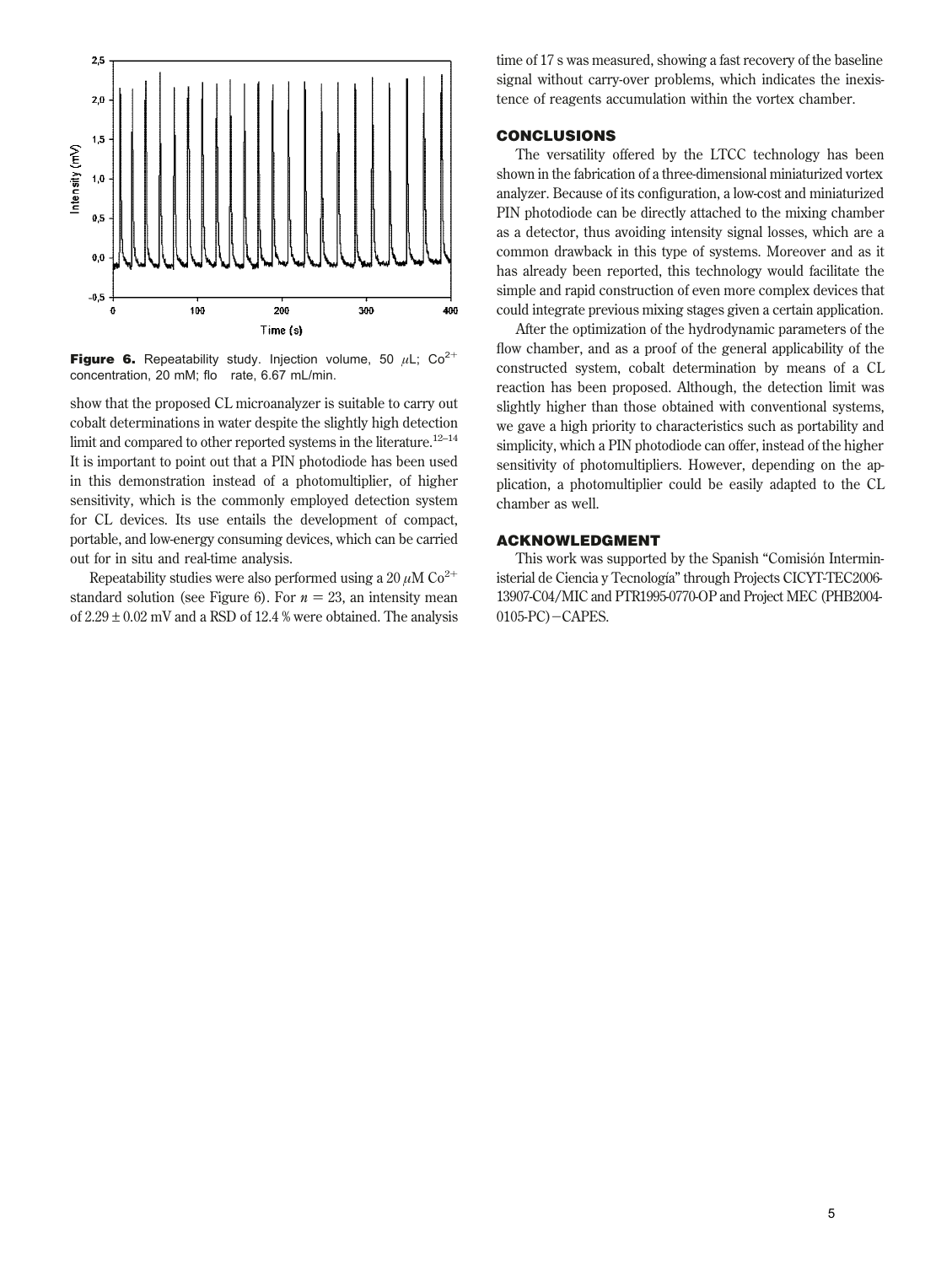2,5
2,0
1,5
1,0
0,5
0,0
-0,5
Intensity (mV)
0
100
200
300
400
Time (s)

**Figure 6.** Repeatability study. Injection volume, 50 $\mu$L; $Co^{2+}$ concentration, 20 mM; flo rate, 6.67 mL/min.

show that the proposed CL microanalyzer is suitable to carry out cobalt determinations in water despite the slightly high detection limit and compared to other reported systems in the literature.[12–14] It is important to point out that a PIN photodiode has been used in this demonstration instead of a photomultiplier, of higher sensitivity, which is the commonly employed detection system for CL devices. Its use entails the development of compact, portable, and low-energy consuming devices, which can be carried out for in situ and real-time analysis.

Repeatability studies were also performed using a 20 $\mu$M $Co^{2+}$ standard solution (see Figure 6). For $n = 23$, an intensity mean of $2.29 \pm 0.02$ mV and a RSD of 12.4 % were obtained. The analysis time of 17 s was measured, showing a fast recovery of the baseline signal without carry-over problems, which indicates the inexistence of reagents accumulation within the vortex chamber.

## CONCLUSIONS

The versatility offered by the LTCC technology has been shown in the fabrication of a three-dimensional miniaturized vortex analyzer. Because of its configuration, a low-cost and miniaturized PIN photodiode can be directly attached to the mixing chamber as a detector, thus avoiding intensity signal losses, which are a common drawback in this type of systems. Moreover and as it has already been reported, this technology would facilitate the simple and rapid construction of even more complex devices that could integrate previous mixing stages given a certain application.

After the optimization of the hydrodynamic parameters of the flow chamber, and as a proof of the general applicability of the constructed system, cobalt determination by means of a CL reaction has been proposed. Although, the detection limit was slightly higher than those obtained with conventional systems, we gave a high priority to characteristics such as portability and simplicity, which a PIN photodiode can offer, instead of the higher sensitivity of photomultipliers. However, depending on the application, a photomultiplier could be easily adapted to the CL chamber as well.

## ACKNOWLEDGMENT

This work was supported by the Spanish "Comisión Interministerial de Ciencia y Tecnología" through Projects CICYT-TEC2006-13907-C04/MIC and PTR1995-0770-OP and Project MEC (PHB2004-0105-PC)—CAPES.